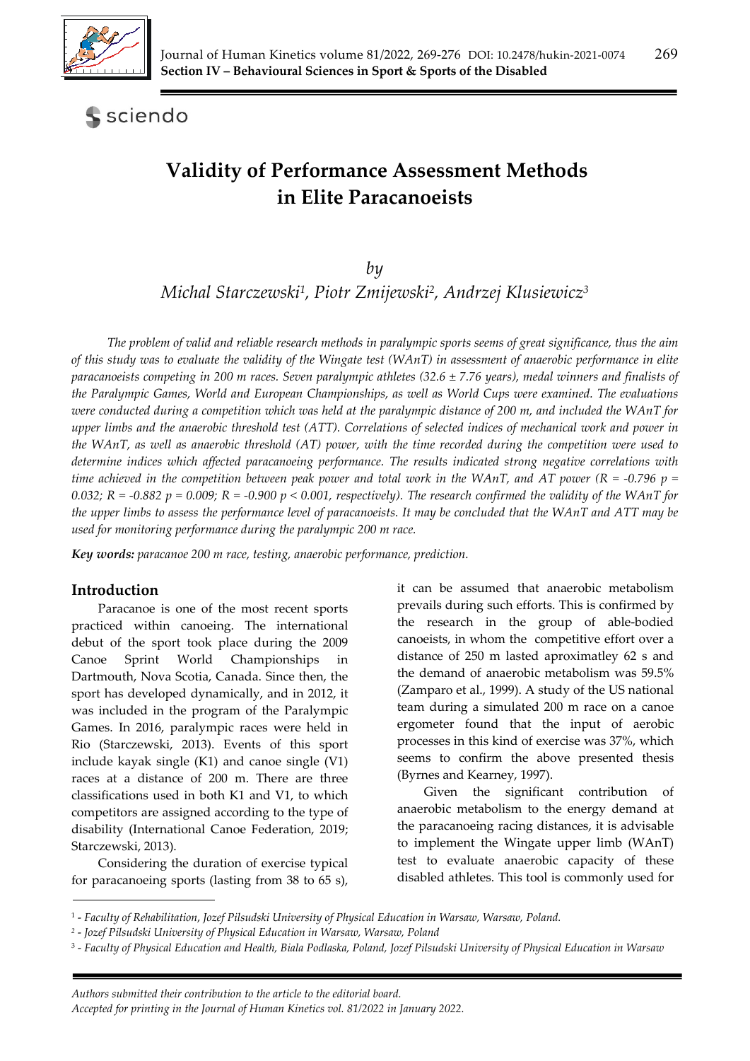# Validity of Performance Assessment Methods in Elite Paracanoeists

*by*

*Michal Starczewski*[1], *Piotr Zmijewski*[2], *Andrzej Klusiewicz*[3]

*The problem of valid and reliable research methods in paralympic sports seems of great significance, thus the aim of this study was to evaluate the validity of the Wingate test (WAnT) in assessment of anaerobic performance in elite paracanoeists competing in 200 m races. Seven paralympic athletes (32.6 ± 7.76 years), medal winners and finalists of the Paralympic Games, World and European Championships, as well as World Cups were examined. The evaluations were conducted during a competition which was held at the paralympic distance of 200 m, and included the WAnT for upper limbs and the anaerobic threshold test (ATT). Correlations of selected indices of mechanical work and power in the WAnT, as well as anaerobic threshold (AT) power, with the time recorded during the competition were used to determine indices which affected paracanoeing performance. The results indicated strong negative correlations with time achieved in the competition between peak power and total work in the WAnT, and AT power ($R = -0.796$ $p = 0.032$; $R = -0.882$ $p = 0.009$; $R = -0.900$ $p < 0.001$, respectively). The research confirmed the validity of the WAnT for the upper limbs to assess the performance level of paracanoeists. It may be concluded that the WAnT and ATT may be used for monitoring performance during the paralympic 200 m race.*

***Key words:*** *paracanoe 200 m race, testing, anaerobic performance, prediction.*

## Introduction

Paracanoe is one of the most recent sports practiced within canoeing. The international debut of the sport took place during the 2009 Canoe Sprint World Championships in Dartmouth, Nova Scotia, Canada. Since then, the sport has developed dynamically, and in 2012, it was included in the program of the Paralympic Games. In 2016, paralympic races were held in Rio (Starczewski, 2013). Events of this sport include kayak single (K1) and canoe single (V1) races at a distance of 200 m. There are three classifications used in both K1 and V1, to which competitors are assigned according to the type of disability (International Canoe Federation, 2019; Starczewski, 2013).

Considering the duration of exercise typical for paracanoeing sports (lasting from 38 to 65 s), it can be assumed that anaerobic metabolism prevails during such efforts. This is confirmed by the research in the group of able-bodied canoeists, in whom the competitive effort over a distance of 250 m lasted aproximatley 62 s and the demand of anaerobic metabolism was 59.5% (Zamparo et al., 1999). A study of the US national team during a simulated 200 m race on a canoe ergometer found that the input of aerobic processes in this kind of exercise was 37%, which seems to confirm the above presented thesis (Byrnes and Kearney, 1997).

Given the significant contribution of anaerobic metabolism to the energy demand at the paracanoeing racing distances, it is advisable to implement the Wingate upper limb (WAnT) test to evaluate anaerobic capacity of these disabled athletes. This tool is commonly used for

[1] - *Faculty of Rehabilitation, Jozef Pilsudski University of Physical Education in Warsaw, Warsaw, Poland.*

[2] - *Jozef Pilsudski University of Physical Education in Warsaw, Warsaw, Poland*

[3] - *Faculty of Physical Education and Health, Biala Podlaska, Poland, Jozef Pilsudski University of Physical Education in Warsaw*

*Authors submitted their contribution to the article to the editorial board.*

*Accepted for printing in the Journal of Human Kinetics vol. 81/2022 in January 2022.*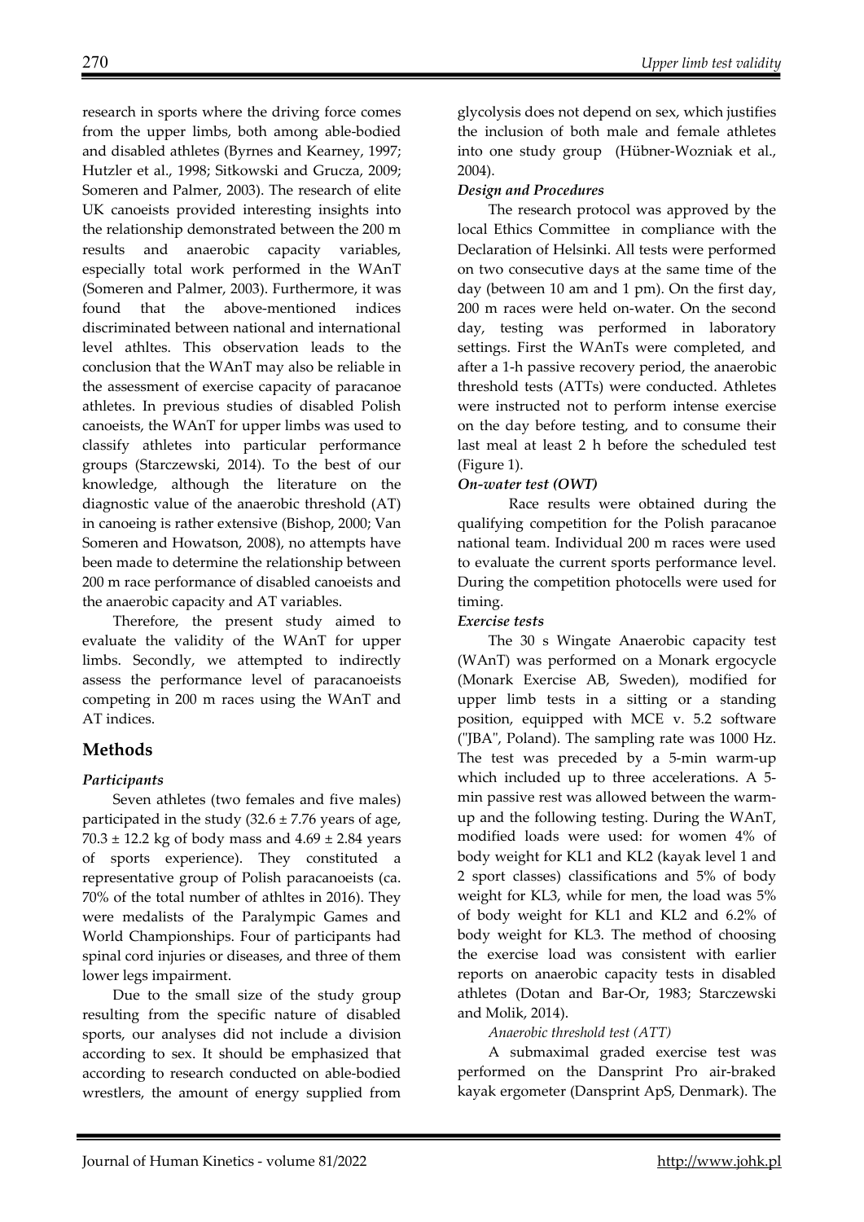research in sports where the driving force comes from the upper limbs, both among able-bodied and disabled athletes (Byrnes and Kearney, 1997; Hutzler et al., 1998; Sitkowski and Grucza, 2009; Someren and Palmer, 2003). The research of elite UK canoeists provided interesting insights into the relationship demonstrated between the 200 m results and anaerobic capacity variables, especially total work performed in the WAnT (Someren and Palmer, 2003). Furthermore, it was found that the above-mentioned indices discriminated between national and international level athltes. This observation leads to the conclusion that the WAnT may also be reliable in the assessment of exercise capacity of paracanoe athletes. In previous studies of disabled Polish canoeists, the WAnT for upper limbs was used to classify athletes into particular performance groups (Starczewski, 2014). To the best of our knowledge, although the literature on the diagnostic value of the anaerobic threshold (AT) in canoeing is rather extensive (Bishop, 2000; Van Someren and Howatson, 2008), no attempts have been made to determine the relationship between 200 m race performance of disabled canoeists and the anaerobic capacity and AT variables.

Therefore, the present study aimed to evaluate the validity of the WAnT for upper limbs. Secondly, we attempted to indirectly assess the performance level of paracanoeists competing in 200 m races using the WAnT and AT indices.

## Methods

### *Participants*

Seven athletes (two females and five males) participated in the study (32.6 ± 7.76 years of age, 70.3 ± 12.2 kg of body mass and 4.69 ± 2.84 years of sports experience). They constituted a representative group of Polish paracanoeists (ca. 70% of the total number of athltes in 2016). They were medalists of the Paralympic Games and World Championships. Four of participants had spinal cord injuries or diseases, and three of them lower legs impairment.

Due to the small size of the study group resulting from the specific nature of disabled sports, our analyses did not include a division according to sex. It should be emphasized that according to research conducted on able-bodied wrestlers, the amount of energy supplied from glycolysis does not depend on sex, which justifies the inclusion of both male and female athletes into one study group (Hübner-Wozniak et al., 2004).

### *Design and Procedures*

The research protocol was approved by the local Ethics Committee in compliance with the Declaration of Helsinki. All tests were performed on two consecutive days at the same time of the day (between 10 am and 1 pm). On the first day, 200 m races were held on-water. On the second day, testing was performed in laboratory settings. First the WAnTs were completed, and after a 1-h passive recovery period, the anaerobic threshold tests (ATTs) were conducted. Athletes were instructed not to perform intense exercise on the day before testing, and to consume their last meal at least 2 h before the scheduled test (Figure 1).

### *On-water test (OWT)*

Race results were obtained during the qualifying competition for the Polish paracanoe national team. Individual 200 m races were used to evaluate the current sports performance level. During the competition photocells were used for timing.

### *Exercise tests*

The 30 s Wingate Anaerobic capacity test (WAnT) was performed on a Monark ergocycle (Monark Exercise AB, Sweden), modified for upper limb tests in a sitting or a standing position, equipped with MCE v. 5.2 software ("JBA", Poland). The sampling rate was 1000 Hz. The test was preceded by a 5-min warm-up which included up to three accelerations. A 5-min passive rest was allowed between the warm-up and the following testing. During the WAnT, modified loads were used: for women 4% of body weight for KL1 and KL2 (kayak level 1 and 2 sport classes) classifications and 5% of body weight for KL3, while for men, the load was 5% of body weight for KL1 and KL2 and 6.2% of body weight for KL3. The method of choosing the exercise load was consistent with earlier reports on anaerobic capacity tests in disabled athletes (Dotan and Bar-Or, 1983; Starczewski and Molik, 2014).

*Anaerobic threshold test (ATT)*

A submaximal graded exercise test was performed on the Dansprint Pro air-braked kayak ergometer (Dansprint ApS, Denmark). The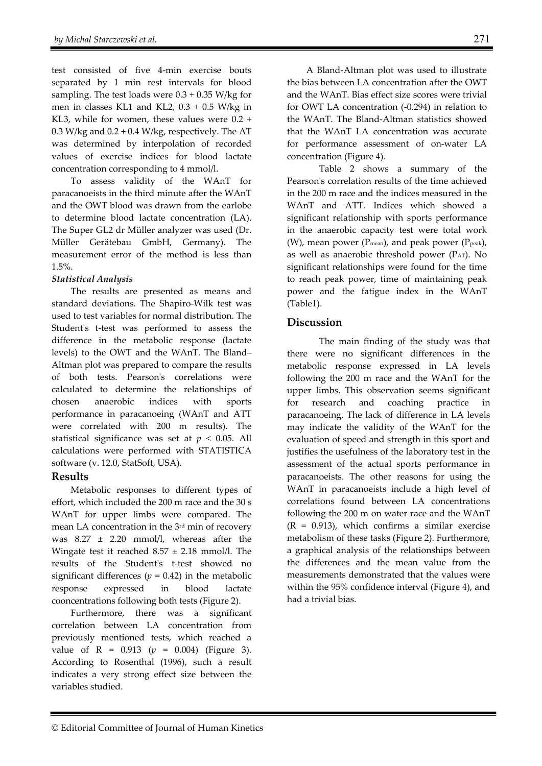test consisted of five 4-min exercise bouts separated by 1 min rest intervals for blood sampling. The test loads were 0.3 + 0.35 W/kg for men in classes KL1 and KL2, 0.3 + 0.5 W/kg in KL3, while for women, these values were 0.2 + 0.3 W/kg and 0.2 + 0.4 W/kg, respectively. The AT was determined by interpolation of recorded values of exercise indices for blood lactate concentration corresponding to 4 mmol/l.

To assess validity of the WAnT for paracanoeists in the third minute after the WAnT and the OWT blood was drawn from the earlobe to determine blood lactate concentration (LA). The Super GL2 dr Müller analyzer was used (Dr. Müller Gerätebau GmbH, Germany). The measurement error of the method is less than 1.5%.

### *Statistical Analysis*

The results are presented as means and standard deviations. The Shapiro-Wilk test was used to test variables for normal distribution. The Student's t-test was performed to assess the difference in the metabolic response (lactate levels) to the OWT and the WAnT. The Bland–Altman plot was prepared to compare the results of both tests. Pearson's correlations were calculated to determine the relationships of chosen anaerobic indices with sports performance in paracanoeing (WAnT and ATT were correlated with 200 m results). The statistical significance was set at $p < 0.05$. All calculations were performed with STATISTICA software (v. 12.0, StatSoft, USA).

## Results

Metabolic responses to different types of effort, which included the 200 m race and the 30 s WAnT for upper limbs were compared. The mean LA concentration in the 3rd min of recovery was 8.27 ± 2.20 mmol/l, whereas after the Wingate test it reached 8.57 ± 2.18 mmol/l. The results of the Student's t-test showed no significant differences ($p = 0.42$) in the metabolic response expressed in blood lactate cooncentrations following both tests (Figure 2).

Furthermore, there was a significant correlation between LA concentration from previously mentioned tests, which reached a value of R = 0.913 ($p = 0.004$) (Figure 3). According to Rosenthal (1996), such a result indicates a very strong effect size between the variables studied.

A Bland-Altman plot was used to illustrate the bias between LA concentration after the OWT and the WAnT. Bias effect size scores were trivial for OWT LA concentration (-0.294) in relation to the WAnT. The Bland-Altman statistics showed that the WAnT LA concentration was accurate for performance assessment of on-water LA concentration (Figure 4).

Table 2 shows a summary of the Pearson's correlation results of the time achieved in the 200 m race and the indices measured in the WAnT and ATT. Indices which showed a significant relationship with sports performance in the anaerobic capacity test were total work (W), mean power ($P_{mean}$), and peak power ($P_{peak}$), as well as anaerobic threshold power ($P_{AT}$). No significant relationships were found for the time to reach peak power, time of maintaining peak power and the fatigue index in the WAnT (Table1).

## Discussion

The main finding of the study was that there were no significant differences in the metabolic response expressed in LA levels following the 200 m race and the WAnT for the upper limbs. This observation seems significant for research and coaching practice in paracanoeing. The lack of difference in LA levels may indicate the validity of the WAnT for the evaluation of speed and strength in this sport and justifies the usefulness of the laboratory test in the assessment of the actual sports performance in paracanoeists. The other reasons for using the WAnT in paracanoeists include a high level of correlations found between LA concentrations following the 200 m on water race and the WAnT (R = 0.913), which confirms a similar exercise metabolism of these tasks (Figure 2). Furthermore, a graphical analysis of the relationships between the differences and the mean value from the measurements demonstrated that the values were within the 95% confidence interval (Figure 4), and had a trivial bias.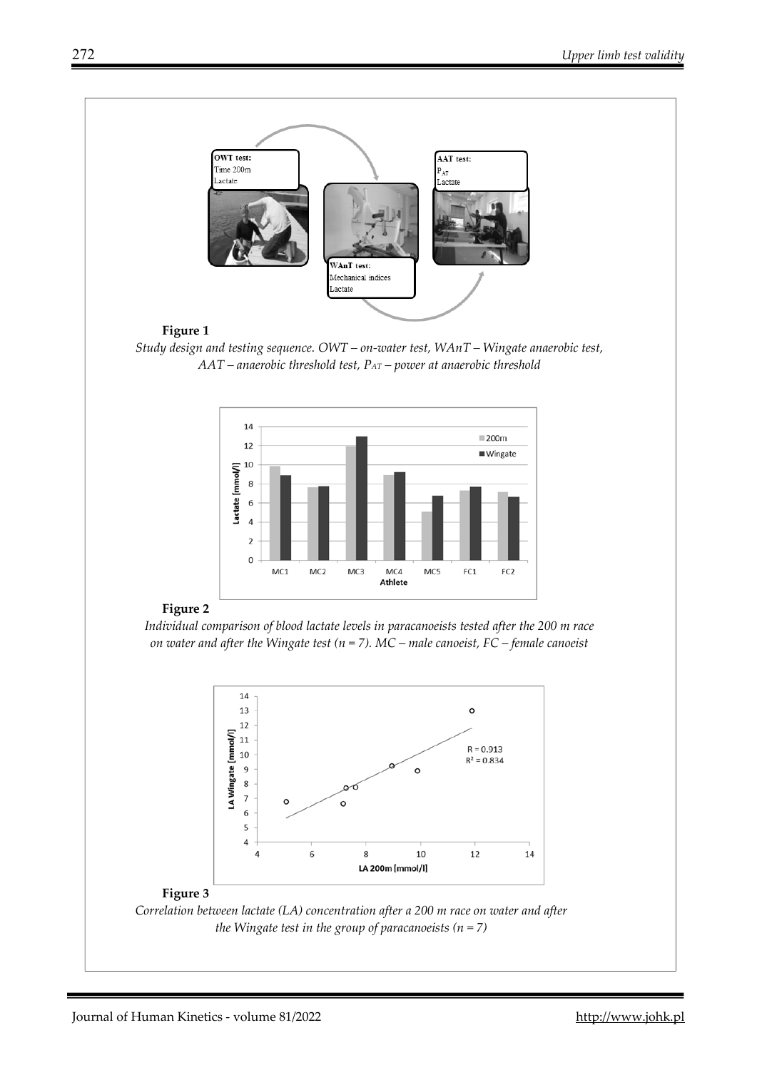**Figure 1**

*Study design and testing sequence. OWT – on-water test, WAnT – Wingate anaerobic test, AAT – anaerobic threshold test, $P_{AT}$ – power at anaerobic threshold*

**Figure 2**

*Individual comparison of blood lactate levels in paracanoeists tested after the 200 m race on water and after the Wingate test (n = 7). MC – male canoeist, FC – female canoeist*

**Figure 3**

*Correlation between lactate (LA) concentration after a 200 m race on water and after the Wingate test in the group of paracanoeists (n = 7)*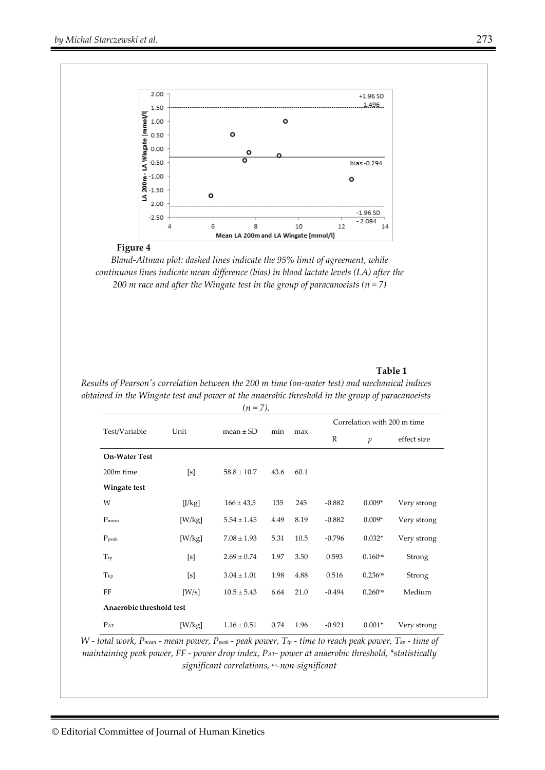**Figure 4**

*Bland-Altman plot: dashed lines indicate the 95% limit of agreement, while continuous lines indicate mean difference (bias) in blood lactate levels (LA) after the 200 m race and after the Wingate test in the group of paracanoeists (n = 7)*

**Table 1**

*Results of Pearson's correlation between the 200 m time (on-water test) and mechanical indices obtained in the Wingate test and power at the anaerobic threshold in the group of paracanoeists (n = 7).*

| Test/Variable | Unit | mean ± SD | min | max | Correlation with 200 m time | | |
|---|---|---|---|---|---|---|---|
| | | | | | R | $p$ | effect size |
| **On-Water Test** | | | | | | | |
| 200m time | [s] | 58.8 ± 10.7 | 43.6 | 60.1 | | | |
| **Wingate test** | | | | | | | |
| W | [J/kg] | 166 ± 43,5 | 135 | 245 | -0.882 | 0.009* | Very strong |
| $P_{mean}$ | [W/kg] | 5.54 ± 1.45 | 4.49 | 8.19 | -0.882 | 0.009* | Very strong |
| $P_{peak}$ | [W/kg] | 7.08 ± 1.93 | 5.31 | 10.5 | -0.796 | 0.032* | Very strong |
| $T_{tp}$ | [s] | 2.69 ± 0.74 | 1.97 | 3.50 | 0.593 | 0.160ns | Strong |
| $T_{kp}$ | [s] | 3.04 ± 1.01 | 1.98 | 4.88 | 0.516 | 0.236ns | Strong |
| FF | [W/s] | 10.5 ± 5.43 | 6.64 | 21.0 | -0.494 | 0.260ns | Medium |
| **Anaerobic threshold test** | | | | | | | |
| $P_{AT}$ | [W/kg] | 1.16 ± 0.51 | 0.74 | 1.96 | -0.921 | 0.001* | Very strong |

*W - total work, $P_{mean}$ - mean power, $P_{peak}$ - peak power, $T_{tp}$ - time to reach peak power, $T_{kp}$ - time of maintaining peak power, FF - power drop index, $P_{AT}$- power at anaerobic threshold, \*statistically significant correlations, ns-non-significant*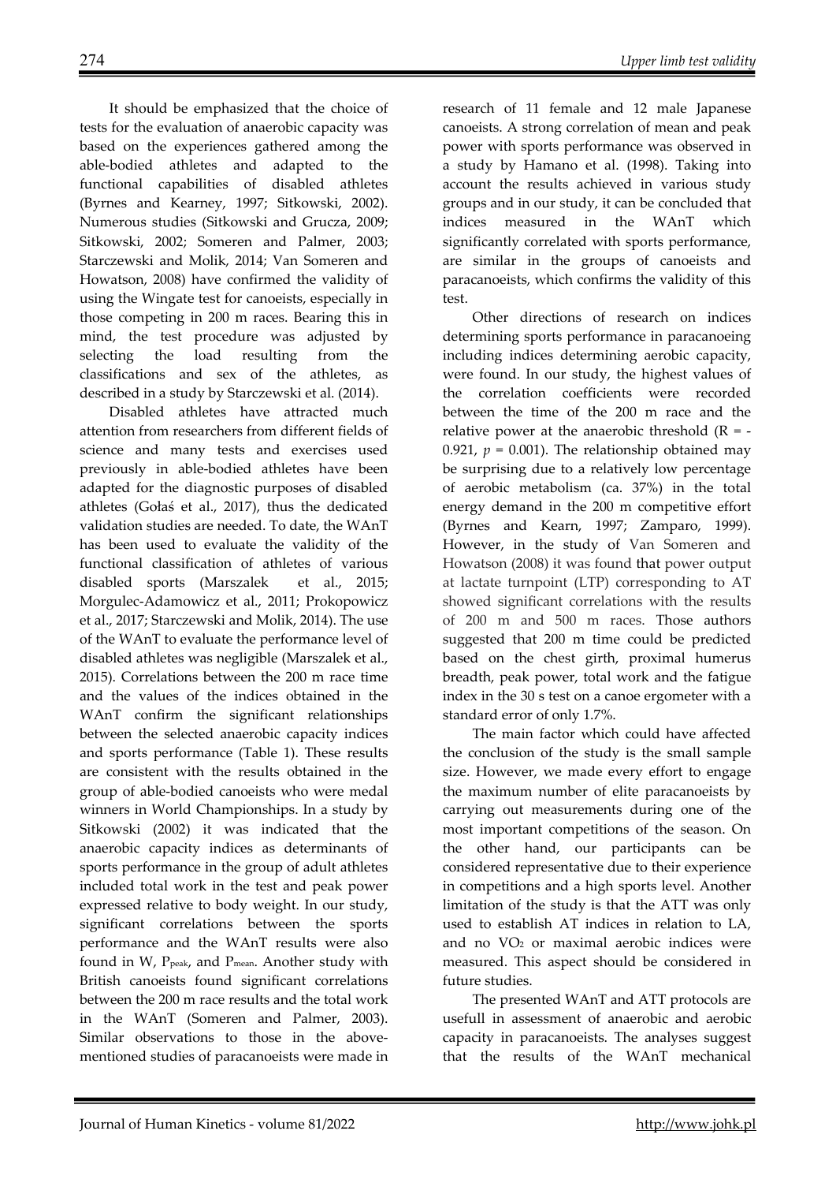It should be emphasized that the choice of tests for the evaluation of anaerobic capacity was based on the experiences gathered among the able-bodied athletes and adapted to the functional capabilities of disabled athletes (Byrnes and Kearney, 1997; Sitkowski, 2002). Numerous studies (Sitkowski and Grucza, 2009; Sitkowski, 2002; Someren and Palmer, 2003; Starczewski and Molik, 2014; Van Someren and Howatson, 2008) have confirmed the validity of using the Wingate test for canoeists, especially in those competing in 200 m races. Bearing this in mind, the test procedure was adjusted by selecting the load resulting from the classifications and sex of the athletes, as described in a study by Starczewski et al. (2014).

Disabled athletes have attracted much attention from researchers from different fields of science and many tests and exercises used previously in able-bodied athletes have been adapted for the diagnostic purposes of disabled athletes (Gołaś et al., 2017), thus the dedicated validation studies are needed. To date, the WAnT has been used to evaluate the validity of the functional classification of athletes of various disabled sports (Marszalek et al., 2015; Morgulec-Adamowicz et al., 2011; Prokopowicz et al., 2017; Starczewski and Molik, 2014). The use of the WAnT to evaluate the performance level of disabled athletes was negligible (Marszalek et al., 2015). Correlations between the 200 m race time and the values of the indices obtained in the WAnT confirm the significant relationships between the selected anaerobic capacity indices and sports performance (Table 1). These results are consistent with the results obtained in the group of able-bodied canoeists who were medal winners in World Championships. In a study by Sitkowski (2002) it was indicated that the anaerobic capacity indices as determinants of sports performance in the group of adult athletes included total work in the test and peak power expressed relative to body weight. In our study, significant correlations between the sports performance and the WAnT results were also found in W, $P_{peak}$, and $P_{mean}$. Another study with British canoeists found significant correlations between the 200 m race results and the total work in the WAnT (Someren and Palmer, 2003). Similar observations to those in the above-mentioned studies of paracanoeists were made in research of 11 female and 12 male Japanese canoeists. A strong correlation of mean and peak power with sports performance was observed in a study by Hamano et al. (1998). Taking into account the results achieved in various study groups and in our study, it can be concluded that indices measured in the WAnT which significantly correlated with sports performance, are similar in the groups of canoeists and paracanoeists, which confirms the validity of this test.

Other directions of research on indices determining sports performance in paracanoeing including indices determining aerobic capacity, were found. In our study, the highest values of the correlation coefficients were recorded between the time of the 200 m race and the relative power at the anaerobic threshold ($R = -0.921$, $p = 0.001$). The relationship obtained may be surprising due to a relatively low percentage of aerobic metabolism (ca. 37%) in the total energy demand in the 200 m competitive effort (Byrnes and Kearn, 1997; Zamparo, 1999). However, in the study of Van Someren and Howatson (2008) it was found that power output at lactate turnpoint (LTP) corresponding to AT showed significant correlations with the results of 200 m and 500 m races. Those authors suggested that 200 m time could be predicted based on the chest girth, proximal humerus breadth, peak power, total work and the fatigue index in the 30 s test on a canoe ergometer with a standard error of only 1.7%.

The main factor which could have affected the conclusion of the study is the small sample size. However, we made every effort to engage the maximum number of elite paracanoeists by carrying out measurements during one of the most important competitions of the season. On the other hand, our participants can be considered representative due to their experience in competitions and a high sports level. Another limitation of the study is that the ATT was only used to establish AT indices in relation to LA, and no $VO_2$ or maximal aerobic indices were measured. This aspect should be considered in future studies.

The presented WAnT and ATT protocols are usefull in assessment of anaerobic and aerobic capacity in paracanoeists. The analyses suggest that the results of the WAnT mechanical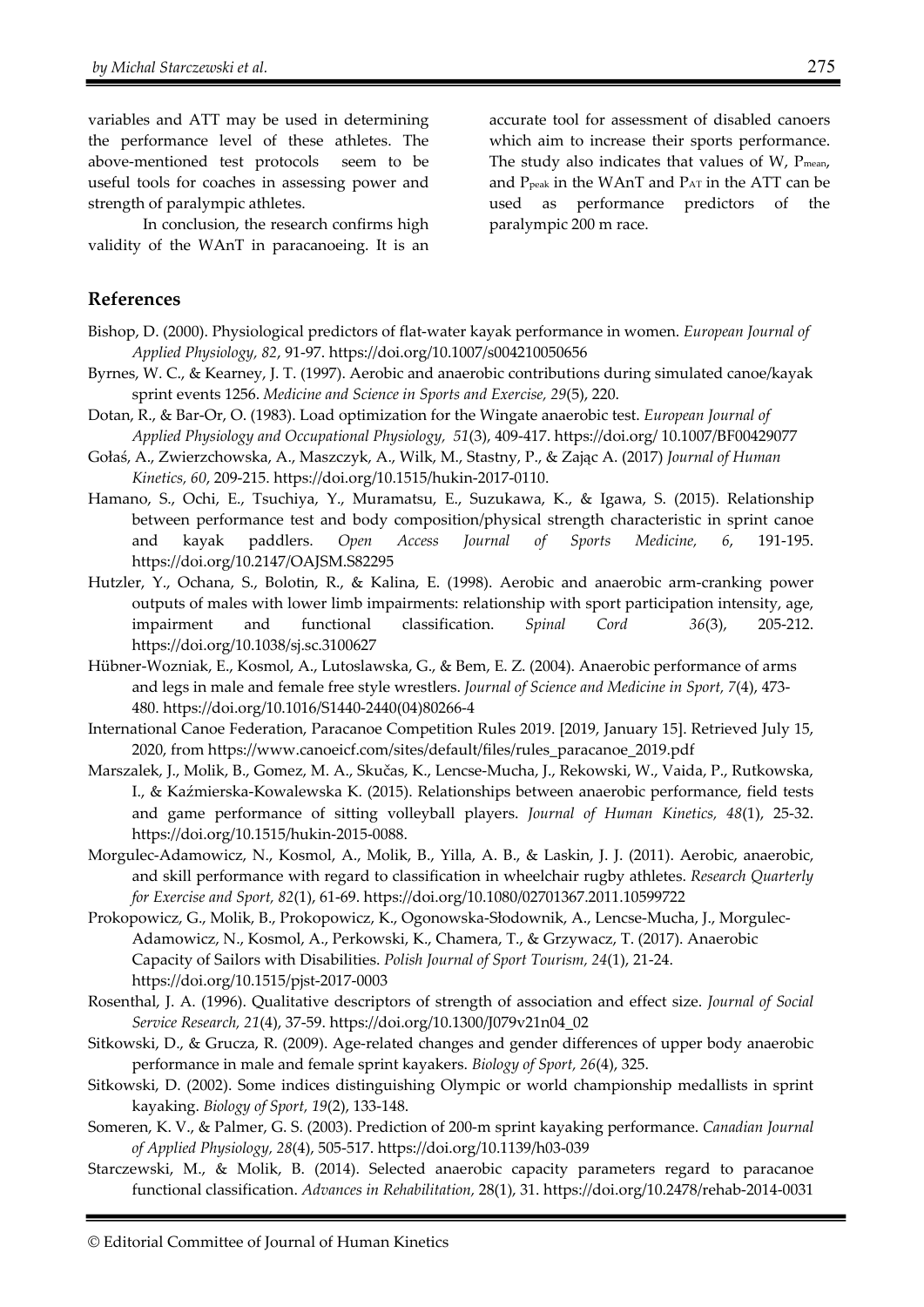variables and ATT may be used in determining the performance level of these athletes. The above-mentioned test protocols seem to be useful tools for coaches in assessing power and strength of paralympic athletes.

In conclusion, the research confirms high validity of the WAnT in paracanoeing. It is an accurate tool for assessment of disabled canoers which aim to increase their sports performance. The study also indicates that values of W, $P_{mean}$, and $P_{peak}$ in the WAnT and $P_{AT}$ in the ATT can be used as performance predictors of the paralympic 200 m race.

## References

Bishop, D. (2000). Physiological predictors of flat-water kayak performance in women. *European Journal of Applied Physiology, 82*, 91-97. https://doi.org/10.1007/s004210050656

Byrnes, W. C., & Kearney, J. T. (1997). Aerobic and anaerobic contributions during simulated canoe/kayak sprint events 1256. *Medicine and Science in Sports and Exercise, 29*(5), 220.

Dotan, R., & Bar-Or, O. (1983). Load optimization for the Wingate anaerobic test. *European Journal of Applied Physiology and Occupational Physiology, 51*(3), 409-417. https://doi.org/ 10.1007/BF00429077

Gołaś, A., Zwierzchowska, A., Maszczyk, A., Wilk, M., Stastny, P., & Zając A. (2017) *Journal of Human Kinetics, 60*, 209-215. https://doi.org/10.1515/hukin-2017-0110.

Hamano, S., Ochi, E., Tsuchiya, Y., Muramatsu, E., Suzukawa, K., & Igawa, S. (2015). Relationship between performance test and body composition/physical strength characteristic in sprint canoe and kayak paddlers. *Open Access Journal of Sports Medicine, 6*, 191-195. https://doi.org/10.2147/OAJSM.S82295

Hutzler, Y., Ochana, S., Bolotin, R., & Kalina, E. (1998). Aerobic and anaerobic arm-cranking power outputs of males with lower limb impairments: relationship with sport participation intensity, age, impairment and functional classification. *Spinal Cord 36*(3), 205-212. https://doi.org/10.1038/sj.sc.3100627

Hübner-Wozniak, E., Kosmol, A., Lutoslawska, G., & Bem, E. Z. (2004). Anaerobic performance of arms and legs in male and female free style wrestlers. *Journal of Science and Medicine in Sport, 7*(4), 473-480. https://doi.org/10.1016/S1440-2440(04)80266-4

International Canoe Federation, Paracanoe Competition Rules 2019. [2019, January 15]. Retrieved July 15, 2020, from https://www.canoeicf.com/sites/default/files/rules_paracanoe_2019.pdf

Marszalek, J., Molik, B., Gomez, M. A., Skučas, K., Lencse-Mucha, J., Rekowski, W., Vaida, P., Rutkowska, I., & Kaźmierska-Kowalewska K. (2015). Relationships between anaerobic performance, field tests and game performance of sitting volleyball players. *Journal of Human Kinetics, 48*(1), 25-32. https://doi.org/10.1515/hukin-2015-0088.

Morgulec-Adamowicz, N., Kosmol, A., Molik, B., Yilla, A. B., & Laskin, J. J. (2011). Aerobic, anaerobic, and skill performance with regard to classification in wheelchair rugby athletes. *Research Quarterly for Exercise and Sport, 82*(1), 61-69. https://doi.org/10.1080/02701367.2011.10599722

Prokopowicz, G., Molik, B., Prokopowicz, K., Ogonowska-Słodownik, A., Lencse-Mucha, J., Morgulec-Adamowicz, N., Kosmol, A., Perkowski, K., Chamera, T., & Grzywacz, T. (2017). Anaerobic Capacity of Sailors with Disabilities. *Polish Journal of Sport Tourism, 24*(1), 21-24. https://doi.org/10.1515/pjst-2017-0003

Rosenthal, J. A. (1996). Qualitative descriptors of strength of association and effect size. *Journal of Social Service Research, 21*(4), 37-59. https://doi.org/10.1300/J079v21n04_02

Sitkowski, D., & Grucza, R. (2009). Age-related changes and gender differences of upper body anaerobic performance in male and female sprint kayakers. *Biology of Sport, 26*(4), 325.

Sitkowski, D. (2002). Some indices distinguishing Olympic or world championship medallists in sprint kayaking. *Biology of Sport, 19*(2), 133-148.

Someren, K. V., & Palmer, G. S. (2003). Prediction of 200-m sprint kayaking performance. *Canadian Journal of Applied Physiology, 28*(4), 505-517. https://doi.org/10.1139/h03-039

Starczewski, M., & Molik, B. (2014). Selected anaerobic capacity parameters regard to paracanoe functional classification. *Advances in Rehabilitation,* 28(1), 31. https://doi.org/10.2478/rehab-2014-0031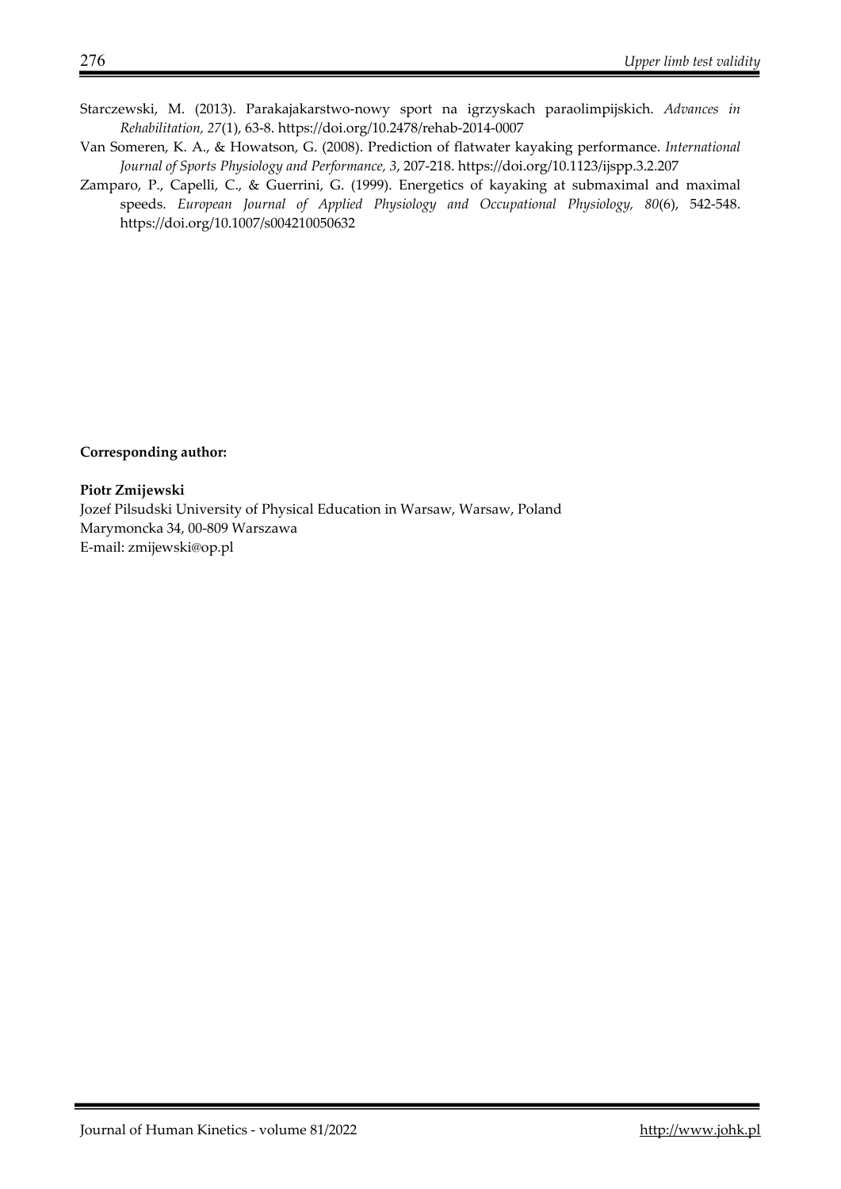Starczewski, M. (2013). Parakajakarstwo-nowy sport na igrzyskach paraolimpijskich. *Advances in Rehabilitation, 27*(1), 63-8. https://doi.org/10.2478/rehab-2014-0007

Van Someren, K. A., & Howatson, G. (2008). Prediction of flatwater kayaking performance. *International Journal of Sports Physiology and Performance, 3*, 207-218. https://doi.org/10.1123/ijspp.3.2.207

Zamparo, P., Capelli, C., & Guerrini, G. (1999). Energetics of kayaking at submaximal and maximal speeds. *European Journal of Applied Physiology and Occupational Physiology, 80*(6), 542-548. https://doi.org/10.1007/s004210050632

**Corresponding author:**

**Piotr Zmijewski**
Jozef Pilsudski University of Physical Education in Warsaw, Warsaw, Poland
Marymoncka 34, 00-809 Warszawa
E-mail: zmijewski@op.pl